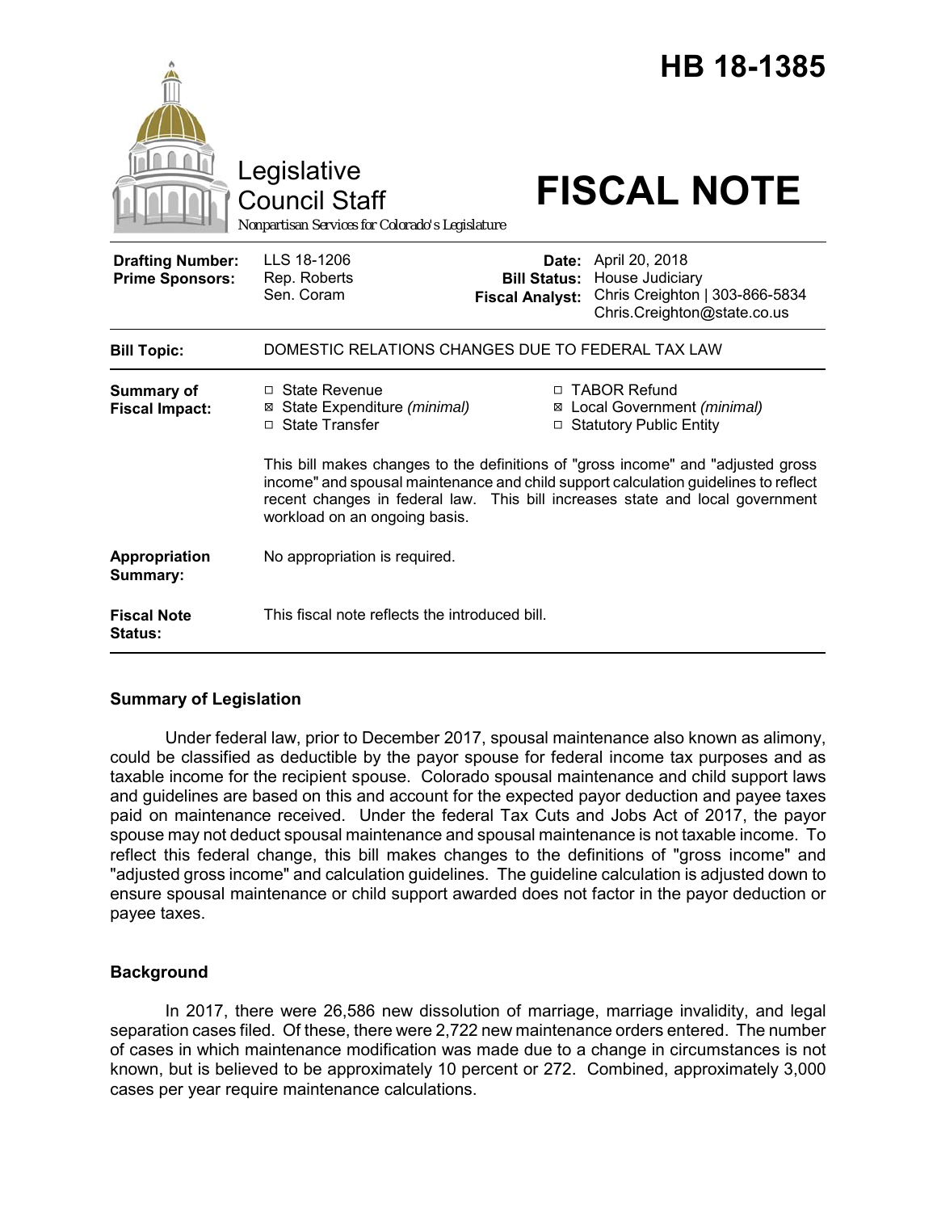# HB 18-1385

Legislative Council Staff

*Nonpartisan Services for Colorado's Legislature*

# FISCAL NOTE

| | | | |
|---|---|---|---|
| **Drafting Number:** | LLS 18-1206 | **Date:** | April 20, 2018 |
| **Prime Sponsors:** | Rep. Roberts<br>Sen. Coram | **Bill Status:** | House Judiciary |
| | | **Fiscal Analyst:** | Chris Creighton \| 303-866-5834<br>Chris.Creighton@state.co.us |

| | |
|---|---|
| **Bill Topic:** | DOMESTIC RELATIONS CHANGES DUE TO FEDERAL TAX LAW |
| **Summary of Fiscal Impact:** | ☐ State Revenue<br>☒ State Expenditure *(minimal)*<br>☐ State Transfer<br>☐ TABOR Refund<br>☒ Local Government *(minimal)*<br>☐ Statutory Public Entity<br><br>This bill makes changes to the definitions of "gross income" and "adjusted gross income" and spousal maintenance and child support calculation guidelines to reflect recent changes in federal law. This bill increases state and local government workload on an ongoing basis. |
| **Appropriation Summary:** | No appropriation is required. |
| **Fiscal Note Status:** | This fiscal note reflects the introduced bill. |

## Summary of Legislation

Under federal law, prior to December 2017, spousal maintenance also known as alimony, could be classified as deductible by the payor spouse for federal income tax purposes and as taxable income for the recipient spouse. Colorado spousal maintenance and child support laws and guidelines are based on this and account for the expected payor deduction and payee taxes paid on maintenance received. Under the federal Tax Cuts and Jobs Act of 2017, the payor spouse may not deduct spousal maintenance and spousal maintenance is not taxable income. To reflect this federal change, this bill makes changes to the definitions of "gross income" and "adjusted gross income" and calculation guidelines. The guideline calculation is adjusted down to ensure spousal maintenance or child support awarded does not factor in the payor deduction or payee taxes.

## Background

In 2017, there were 26,586 new dissolution of marriage, marriage invalidity, and legal separation cases filed. Of these, there were 2,722 new maintenance orders entered. The number of cases in which maintenance modification was made due to a change in circumstances is not known, but is believed to be approximately 10 percent or 272. Combined, approximately 3,000 cases per year require maintenance calculations.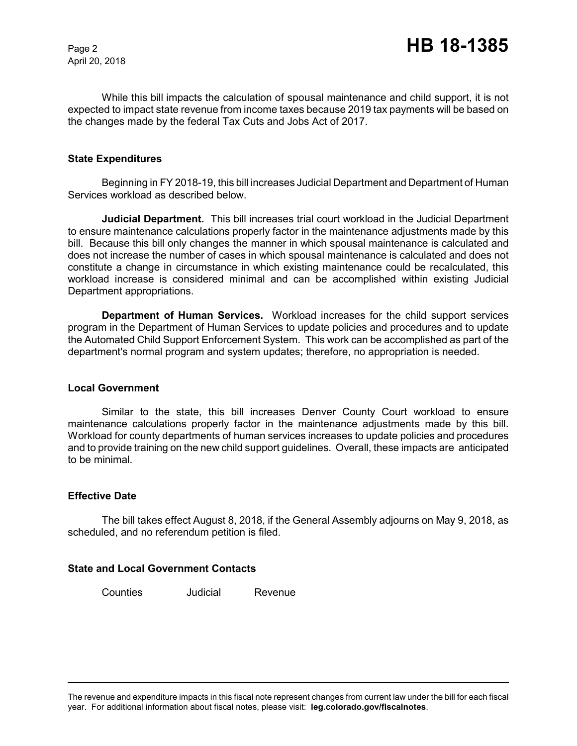While this bill impacts the calculation of spousal maintenance and child support, it is not expected to impact state revenue from income taxes because 2019 tax payments will be based on the changes made by the federal Tax Cuts and Jobs Act of 2017.

### State Expenditures

Beginning in FY 2018-19, this bill increases Judicial Department and Department of Human Services workload as described below.

**Judicial Department.** This bill increases trial court workload in the Judicial Department to ensure maintenance calculations properly factor in the maintenance adjustments made by this bill. Because this bill only changes the manner in which spousal maintenance is calculated and does not increase the number of cases in which spousal maintenance is calculated and does not constitute a change in circumstance in which existing maintenance could be recalculated, this workload increase is considered minimal and can be accomplished within existing Judicial Department appropriations.

**Department of Human Services.** Workload increases for the child support services program in the Department of Human Services to update policies and procedures and to update the Automated Child Support Enforcement System. This work can be accomplished as part of the department's normal program and system updates; therefore, no appropriation is needed.

### Local Government

Similar to the state, this bill increases Denver County Court workload to ensure maintenance calculations properly factor in the maintenance adjustments made by this bill. Workload for county departments of human services increases to update policies and procedures and to provide training on the new child support guidelines. Overall, these impacts are anticipated to be minimal.

### Effective Date

The bill takes effect August 8, 2018, if the General Assembly adjourns on May 9, 2018, as scheduled, and no referendum petition is filed.

### State and Local Government Contacts

Counties Judicial Revenue

The revenue and expenditure impacts in this fiscal note represent changes from current law under the bill for each fiscal year. For additional information about fiscal notes, please visit: **leg.colorado.gov/fiscalnotes**.